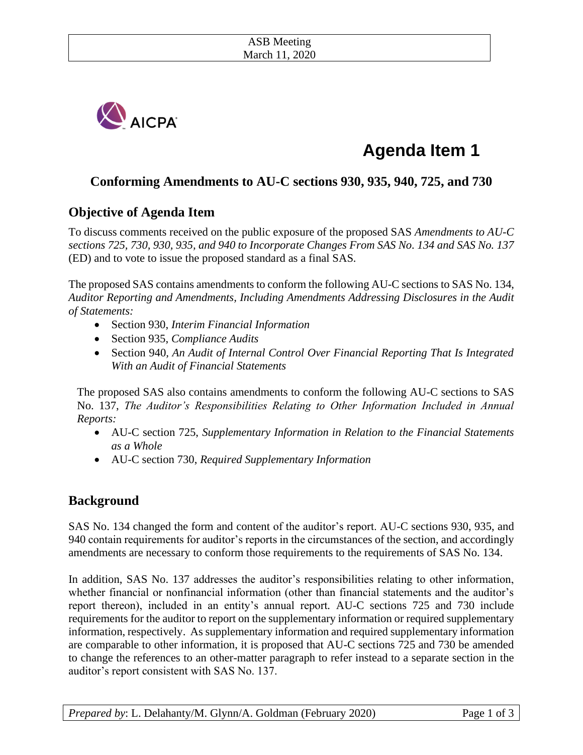ASB Meeting
March 11, 2020

AICPA

# Agenda Item 1

## Conforming Amendments to AU-C sections 930, 935, 940, 725, and 730

## Objective of Agenda Item

To discuss comments received on the public exposure of the proposed SAS *Amendments to AU-C sections 725, 730, 930, 935, and 940 to Incorporate Changes From SAS No. 134 and SAS No. 137* (ED) and to vote to issue the proposed standard as a final SAS.

The proposed SAS contains amendments to conform the following AU-C sections to SAS No. 134, *Auditor Reporting and Amendments, Including Amendments Addressing Disclosures in the Audit of Statements:*

- Section 930, *Interim Financial Information*
- Section 935, *Compliance Audits*
- Section 940, *An Audit of Internal Control Over Financial Reporting That Is Integrated With an Audit of Financial Statements*

The proposed SAS also contains amendments to conform the following AU-C sections to SAS No. 137, *The Auditor's Responsibilities Relating to Other Information Included in Annual Reports:*

- AU-C section 725, *Supplementary Information in Relation to the Financial Statements as a Whole*
- AU-C section 730, *Required Supplementary Information*

## Background

SAS No. 134 changed the form and content of the auditor's report. AU-C sections 930, 935, and 940 contain requirements for auditor's reports in the circumstances of the section, and accordingly amendments are necessary to conform those requirements to the requirements of SAS No. 134.

In addition, SAS No. 137 addresses the auditor's responsibilities relating to other information, whether financial or nonfinancial information (other than financial statements and the auditor's report thereon), included in an entity's annual report. AU-C sections 725 and 730 include requirements for the auditor to report on the supplementary information or required supplementary information, respectively. As supplementary information and required supplementary information are comparable to other information, it is proposed that AU-C sections 725 and 730 be amended to change the references to an other-matter paragraph to refer instead to a separate section in the auditor's report consistent with SAS No. 137.

*Prepared by*: L. Delahanty/M. Glynn/A. Goldman (February 2020)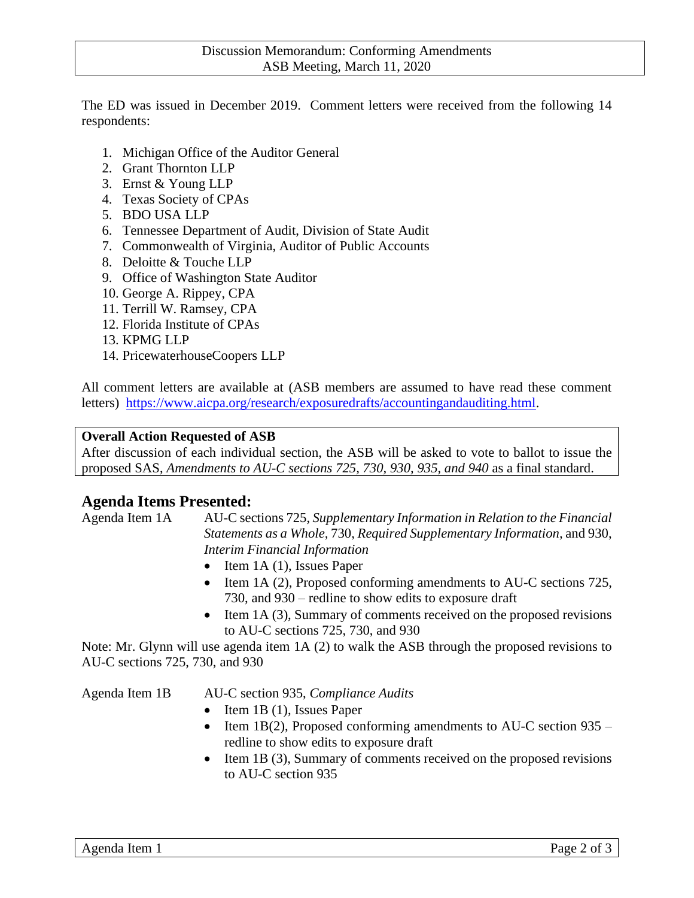The ED was issued in December 2019. Comment letters were received from the following 14 respondents:

1. Michigan Office of the Auditor General
2. Grant Thornton LLP
3. Ernst & Young LLP
4. Texas Society of CPAs
5. BDO USA LLP
6. Tennessee Department of Audit, Division of State Audit
7. Commonwealth of Virginia, Auditor of Public Accounts
8. Deloitte & Touche LLP
9. Office of Washington State Auditor
10. George A. Rippey, CPA
11. Terrill W. Ramsey, CPA
12. Florida Institute of CPAs
13. KPMG LLP
14. PricewaterhouseCoopers LLP

All comment letters are available at (ASB members are assumed to have read these comment letters) https://www.aicpa.org/research/exposuredrafts/accountingandauditing.html.

**Overall Action Requested of ASB**
After discussion of each individual section, the ASB will be asked to vote to ballot to issue the proposed SAS, *Amendments to AU-C sections 725, 730, 930, 935, and 940* as a final standard.

## Agenda Items Presented:

Agenda Item 1A — AU-C sections 725, *Supplementary Information in Relation to the Financial Statements as a Whole*, 730, *Required Supplementary Information*, and 930, *Interim Financial Information*

- Item 1A (1), Issues Paper
- Item 1A (2), Proposed conforming amendments to AU-C sections 725, 730, and 930 – redline to show edits to exposure draft
- Item 1A (3), Summary of comments received on the proposed revisions to AU-C sections 725, 730, and 930

Note: Mr. Glynn will use agenda item 1A (2) to walk the ASB through the proposed revisions to AU-C sections 725, 730, and 930

Agenda Item 1B — AU-C section 935, *Compliance Audits*

- Item 1B (1), Issues Paper
- Item 1B(2), Proposed conforming amendments to AU-C section 935 – redline to show edits to exposure draft
- Item 1B (3), Summary of comments received on the proposed revisions to AU-C section 935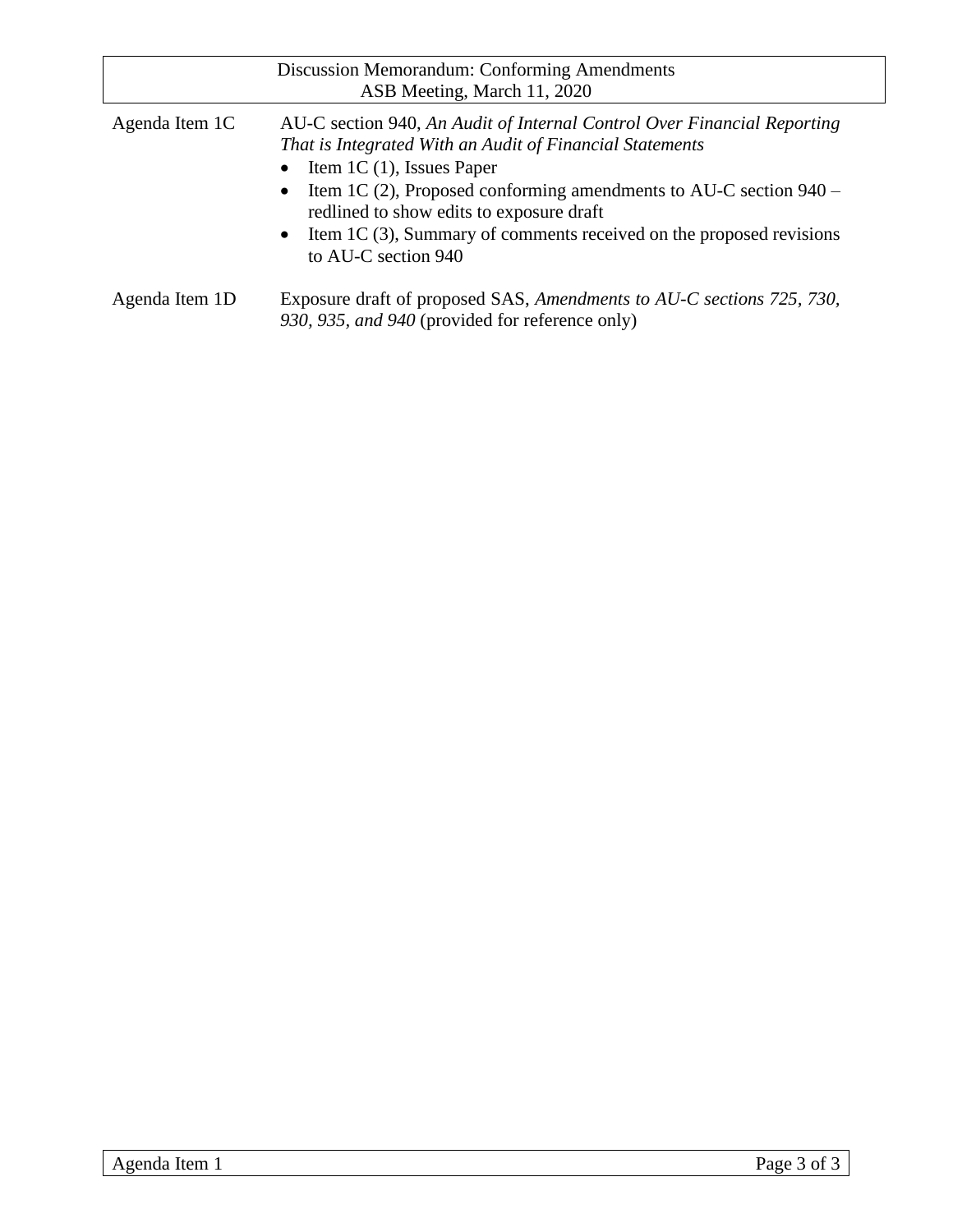| | |
|---|---|
| Agenda Item 1C | AU-C section 940, *An Audit of Internal Control Over Financial Reporting That is Integrated With an Audit of Financial Statements*<br>• Item 1C (1), Issues Paper<br>• Item 1C (2), Proposed conforming amendments to AU-C section 940 – redlined to show edits to exposure draft<br>• Item 1C (3), Summary of comments received on the proposed revisions to AU-C section 940 |
| Agenda Item 1D | Exposure draft of proposed SAS, *Amendments to AU-C sections 725, 730, 930, 935, and 940* (provided for reference only) |